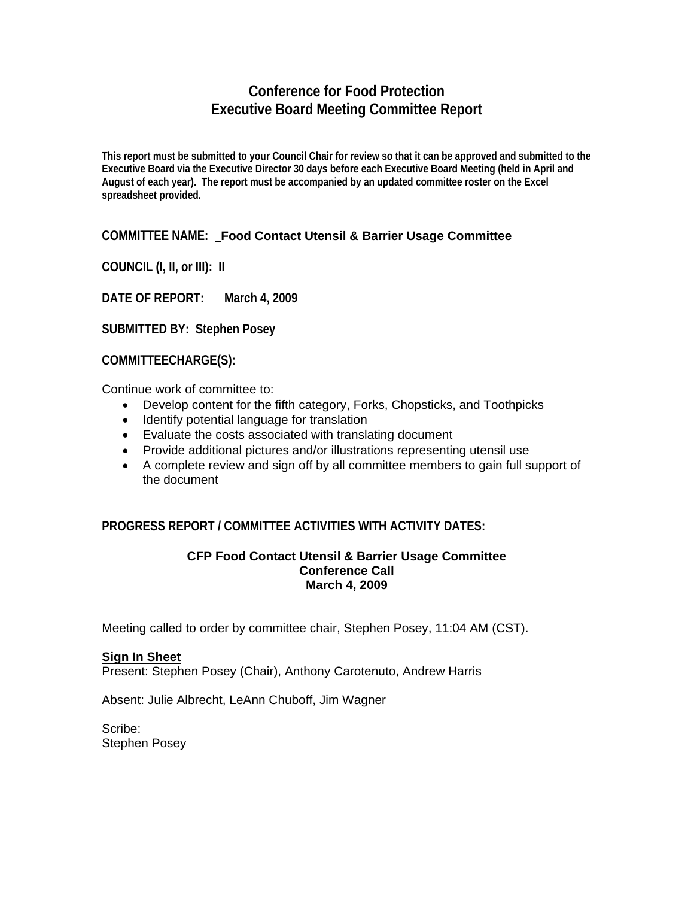# Conference for Food Protection
# Executive Board Meeting Committee Report

**This report must be submitted to your Council Chair for review so that it can be approved and submitted to the Executive Board via the Executive Director 30 days before each Executive Board Meeting (held in April and August of each year). The report must be accompanied by an updated committee roster on the Excel spreadsheet provided.**

**COMMITTEE NAME: _Food Contact Utensil & Barrier Usage Committee**

**COUNCIL (I, II, or III): II**

**DATE OF REPORT: March 4, 2009**

**SUBMITTED BY: Stephen Posey**

**COMMITTEECHARGE(S):**

Continue work of committee to:

- Develop content for the fifth category, Forks, Chopsticks, and Toothpicks
- Identify potential language for translation
- Evaluate the costs associated with translating document
- Provide additional pictures and/or illustrations representing utensil use
- A complete review and sign off by all committee members to gain full support of the document

**PROGRESS REPORT / COMMITTEE ACTIVITIES WITH ACTIVITY DATES:**

**CFP Food Contact Utensil & Barrier Usage Committee**
**Conference Call**
**March 4, 2009**

Meeting called to order by committee chair, Stephen Posey, 11:04 AM (CST).

**Sign In Sheet**
Present: Stephen Posey (Chair), Anthony Carotenuto, Andrew Harris

Absent: Julie Albrecht, LeAnn Chuboff, Jim Wagner

Scribe:
Stephen Posey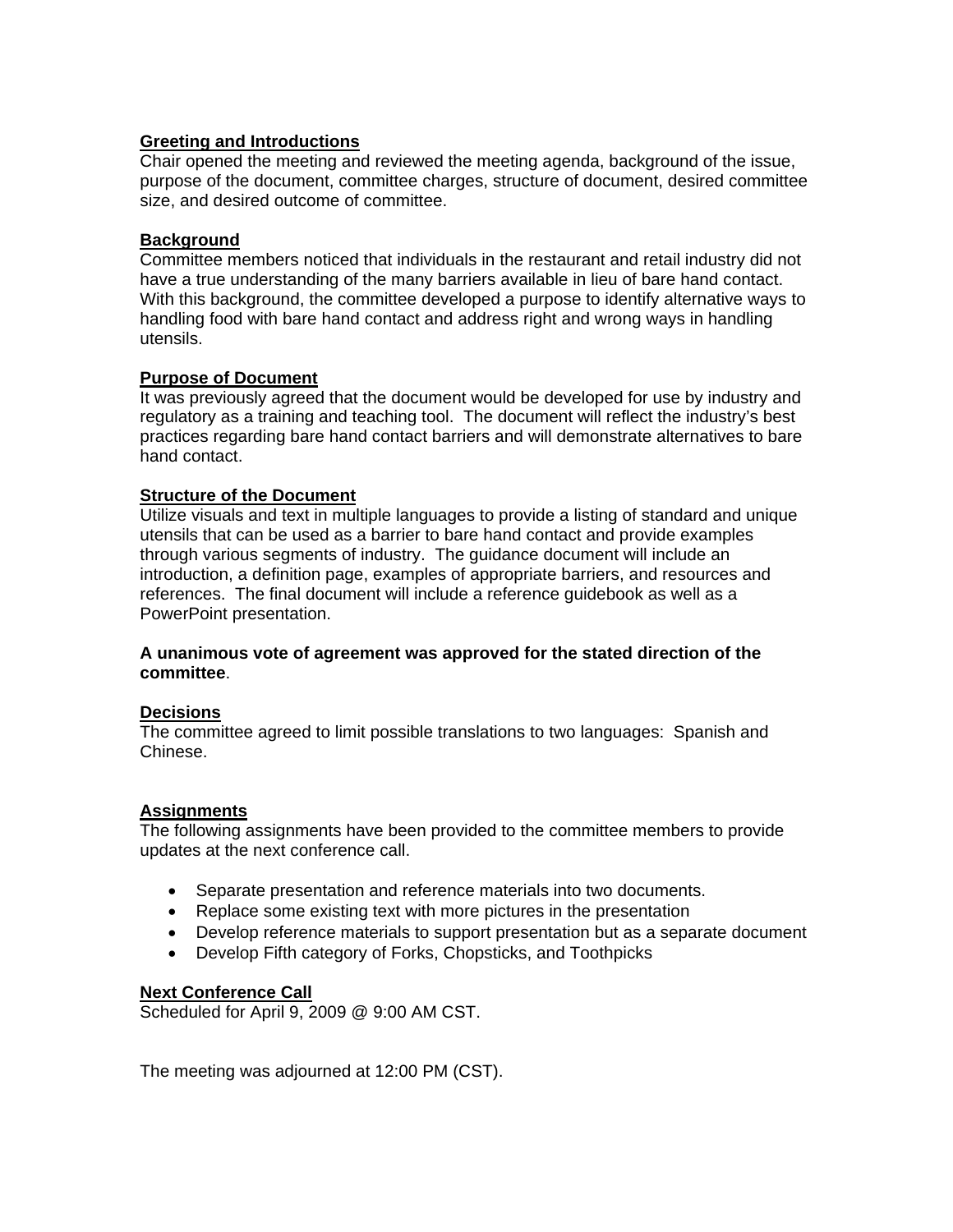**Greeting and Introductions**
Chair opened the meeting and reviewed the meeting agenda, background of the issue, purpose of the document, committee charges, structure of document, desired committee size, and desired outcome of committee.

**Background**
Committee members noticed that individuals in the restaurant and retail industry did not have a true understanding of the many barriers available in lieu of bare hand contact. With this background, the committee developed a purpose to identify alternative ways to handling food with bare hand contact and address right and wrong ways in handling utensils.

**Purpose of Document**
It was previously agreed that the document would be developed for use by industry and regulatory as a training and teaching tool. The document will reflect the industry's best practices regarding bare hand contact barriers and will demonstrate alternatives to bare hand contact.

**Structure of the Document**
Utilize visuals and text in multiple languages to provide a listing of standard and unique utensils that can be used as a barrier to bare hand contact and provide examples through various segments of industry. The guidance document will include an introduction, a definition page, examples of appropriate barriers, and resources and references. The final document will include a reference guidebook as well as a PowerPoint presentation.

**A unanimous vote of agreement was approved for the stated direction of the committee**.

**Decisions**
The committee agreed to limit possible translations to two languages: Spanish and Chinese.

**Assignments**
The following assignments have been provided to the committee members to provide updates at the next conference call.

- Separate presentation and reference materials into two documents.
- Replace some existing text with more pictures in the presentation
- Develop reference materials to support presentation but as a separate document
- Develop Fifth category of Forks, Chopsticks, and Toothpicks

**Next Conference Call**
Scheduled for April 9, 2009 @ 9:00 AM CST.

The meeting was adjourned at 12:00 PM (CST).